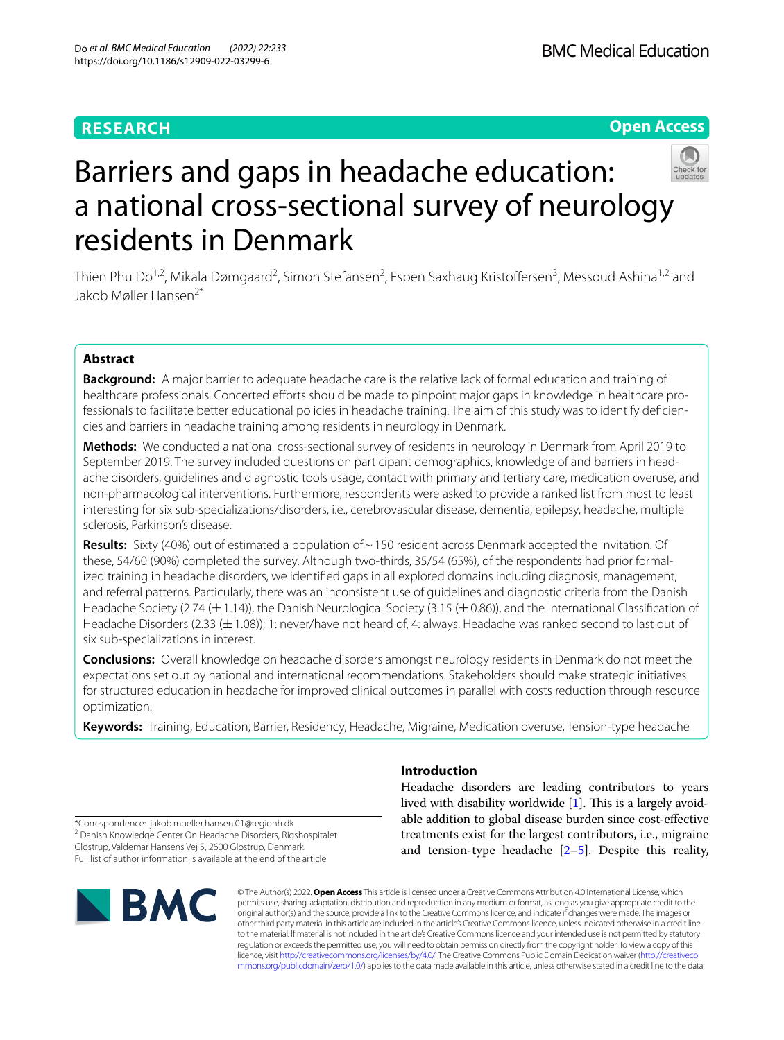**RESEARCH** | **Open Access**

# Barriers and gaps in headache education: a national cross-sectional survey of neurology residents in Denmark

Thien Phu Do[1,2], Mikala Dømgaard[2], Simon Stefansen[2], Espen Saxhaug Kristoffersen[3], Messoud Ashina[1,2] and Jakob Møller Hansen[2*]

## Abstract

**Background:** A major barrier to adequate headache care is the relative lack of formal education and training of healthcare professionals. Concerted efforts should be made to pinpoint major gaps in knowledge in healthcare professionals to facilitate better educational policies in headache training. The aim of this study was to identify deficiencies and barriers in headache training among residents in neurology in Denmark.

**Methods:** We conducted a national cross-sectional survey of residents in neurology in Denmark from April 2019 to September 2019. The survey included questions on participant demographics, knowledge of and barriers in headache disorders, guidelines and diagnostic tools usage, contact with primary and tertiary care, medication overuse, and non-pharmacological interventions. Furthermore, respondents were asked to provide a ranked list from most to least interesting for six sub-specializations/disorders, i.e., cerebrovascular disease, dementia, epilepsy, headache, multiple sclerosis, Parkinson's disease.

**Results:** Sixty (40%) out of estimated a population of ~150 resident across Denmark accepted the invitation. Of these, 54/60 (90%) completed the survey. Although two-thirds, 35/54 (65%), of the respondents had prior formalized training in headache disorders, we identified gaps in all explored domains including diagnosis, management, and referral patterns. Particularly, there was an inconsistent use of guidelines and diagnostic criteria from the Danish Headache Society (2.74 (±1.14)), the Danish Neurological Society (3.15 (±0.86)), and the International Classification of Headache Disorders (2.33 (±1.08)); 1: never/have not heard of, 4: always. Headache was ranked second to last out of six sub-specializations in interest.

**Conclusions:** Overall knowledge on headache disorders amongst neurology residents in Denmark do not meet the expectations set out by national and international recommendations. Stakeholders should make strategic initiatives for structured education in headache for improved clinical outcomes in parallel with costs reduction through resource optimization.

**Keywords:** Training, Education, Barrier, Residency, Headache, Migraine, Medication overuse, Tension-type headache

## Introduction

Headache disorders are leading contributors to years lived with disability worldwide [1]. This is a largely avoidable addition to global disease burden since cost-effective treatments exist for the largest contributors, i.e., migraine and tension-type headache [2–5]. Despite this reality,

*Correspondence: jakob.moeller.hansen.01@regionh.dk
[2] Danish Knowledge Center On Headache Disorders, Rigshospitalet Glostrup, Valdemar Hansens Vej 5, 2600 Glostrup, Denmark
Full list of author information is available at the end of the article

© The Author(s) 2022. **Open Access** This article is licensed under a Creative Commons Attribution 4.0 International License, which permits use, sharing, adaptation, distribution and reproduction in any medium or format, as long as you give appropriate credit to the original author(s) and the source, provide a link to the Creative Commons licence, and indicate if changes were made. The images or other third party material in this article are included in the article's Creative Commons licence, unless indicated otherwise in a credit line to the material. If material is not included in the article's Creative Commons licence and your intended use is not permitted by statutory regulation or exceeds the permitted use, you will need to obtain permission directly from the copyright holder. To view a copy of this licence, visit http://creativecommons.org/licenses/by/4.0/. The Creative Commons Public Domain Dedication waiver (http://creativecommons.org/publicdomain/zero/1.0/) applies to the data made available in this article, unless otherwise stated in a credit line to the data.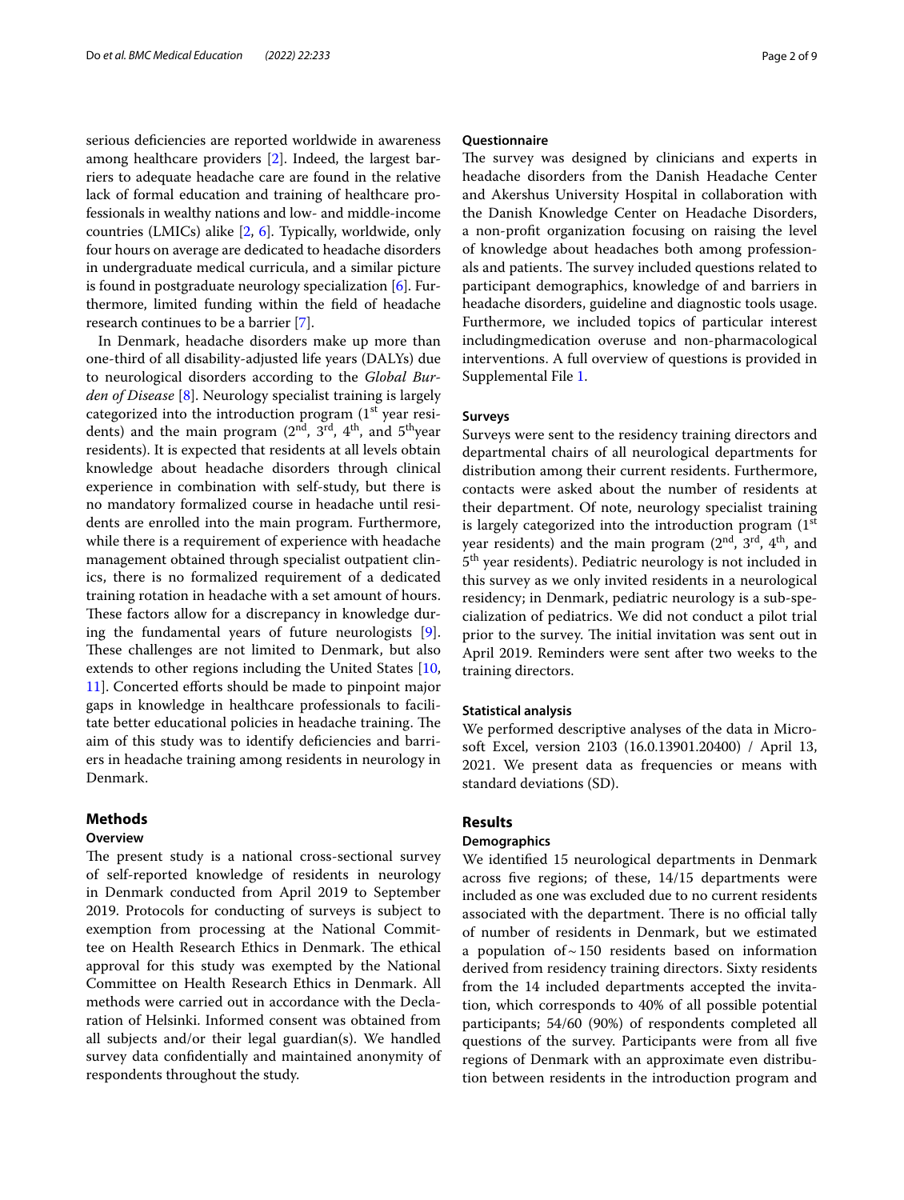serious deficiencies are reported worldwide in awareness among healthcare providers [2]. Indeed, the largest barriers to adequate headache care are found in the relative lack of formal education and training of healthcare professionals in wealthy nations and low- and middle-income countries (LMICs) alike [2, 6]. Typically, worldwide, only four hours on average are dedicated to headache disorders in undergraduate medical curricula, and a similar picture is found in postgraduate neurology specialization [6]. Furthermore, limited funding within the field of headache research continues to be a barrier [7].

In Denmark, headache disorders make up more than one-third of all disability-adjusted life years (DALYs) due to neurological disorders according to the *Global Burden of Disease* [8]. Neurology specialist training is largely categorized into the introduction program (1st year residents) and the main program (2nd, 3rd, 4th, and 5th year residents). It is expected that residents at all levels obtain knowledge about headache disorders through clinical experience in combination with self-study, but there is no mandatory formalized course in headache until residents are enrolled into the main program. Furthermore, while there is a requirement of experience with headache management obtained through specialist outpatient clinics, there is no formalized requirement of a dedicated training rotation in headache with a set amount of hours. These factors allow for a discrepancy in knowledge during the fundamental years of future neurologists [9]. These challenges are not limited to Denmark, but also extends to other regions including the United States [10, 11]. Concerted efforts should be made to pinpoint major gaps in knowledge in healthcare professionals to facilitate better educational policies in headache training. The aim of this study was to identify deficiencies and barriers in headache training among residents in neurology in Denmark.

## Methods

### Overview

The present study is a national cross-sectional survey of self-reported knowledge of residents in neurology in Denmark conducted from April 2019 to September 2019. Protocols for conducting of surveys is subject to exemption from processing at the National Committee on Health Research Ethics in Denmark. The ethical approval for this study was exempted by the National Committee on Health Research Ethics in Denmark. All methods were carried out in accordance with the Declaration of Helsinki. Informed consent was obtained from all subjects and/or their legal guardian(s). We handled survey data confidentially and maintained anonymity of respondents throughout the study.

### Questionnaire

The survey was designed by clinicians and experts in headache disorders from the Danish Headache Center and Akershus University Hospital in collaboration with the Danish Knowledge Center on Headache Disorders, a non-profit organization focusing on raising the level of knowledge about headaches both among professionals and patients. The survey included questions related to participant demographics, knowledge of and barriers in headache disorders, guideline and diagnostic tools usage. Furthermore, we included topics of particular interest includingmedication overuse and non-pharmacological interventions. A full overview of questions is provided in Supplemental File 1.

### Surveys

Surveys were sent to the residency training directors and departmental chairs of all neurological departments for distribution among their current residents. Furthermore, contacts were asked about the number of residents at their department. Of note, neurology specialist training is largely categorized into the introduction program (1st year residents) and the main program (2nd, 3rd, 4th, and 5th year residents). Pediatric neurology is not included in this survey as we only invited residents in a neurological residency; in Denmark, pediatric neurology is a sub-specialization of pediatrics. We did not conduct a pilot trial prior to the survey. The initial invitation was sent out in April 2019. Reminders were sent after two weeks to the training directors.

### Statistical analysis

We performed descriptive analyses of the data in Microsoft Excel, version 2103 (16.0.13901.20400) / April 13, 2021. We present data as frequencies or means with standard deviations (SD).

## Results

### Demographics

We identified 15 neurological departments in Denmark across five regions; of these, 14/15 departments were included as one was excluded due to no current residents associated with the department. There is no official tally of number of residents in Denmark, but we estimated a population of ~150 residents based on information derived from residency training directors. Sixty residents from the 14 included departments accepted the invitation, which corresponds to 40% of all possible potential participants; 54/60 (90%) of respondents completed all questions of the survey. Participants were from all five regions of Denmark with an approximate even distribution between residents in the introduction program and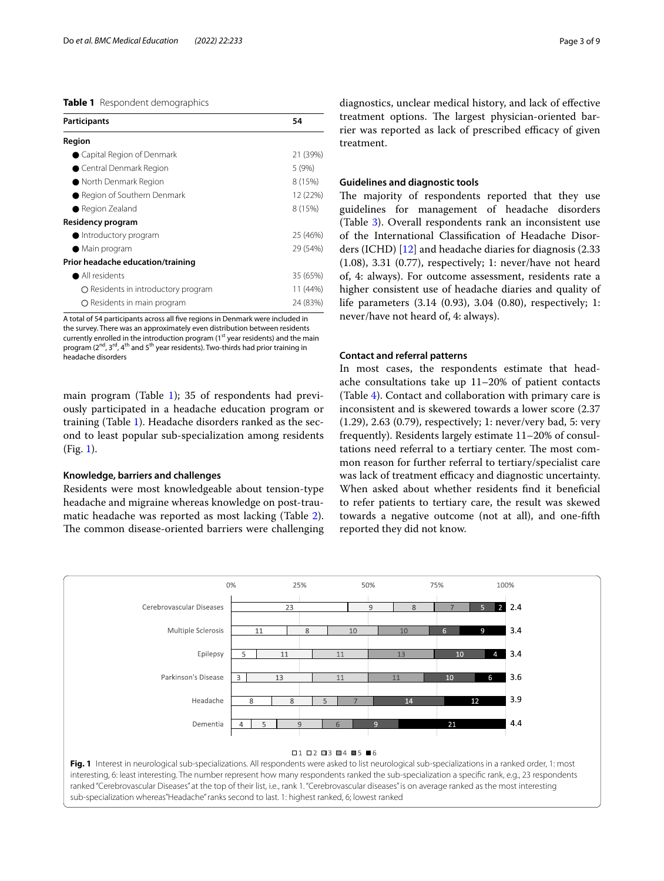**Table 1** Respondent demographics

| Participants | 54 |
|---|---|
| **Region** | |
| ● Capital Region of Denmark | 21 (39%) |
| ● Central Denmark Region | 5 (9%) |
| ● North Denmark Region | 8 (15%) |
| ● Region of Southern Denmark | 12 (22%) |
| ● Region Zealand | 8 (15%) |
| **Residency program** | |
| ● Introductory program | 25 (46%) |
| ● Main program | 29 (54%) |
| **Prior headache education/training** | |
| ● All residents | 35 (65%) |
| ○ Residents in introductory program | 11 (44%) |
| ○ Residents in main program | 24 (83%) |

A total of 54 participants across all five regions in Denmark were included in the survey. There was an approximately even distribution between residents currently enrolled in the introduction program (1st year residents) and the main program (2nd, 3rd, 4th and 5th year residents). Two-thirds had prior training in headache disorders

main program (Table 1); 35 of respondents had previously participated in a headache education program or training (Table 1). Headache disorders ranked as the second to least popular sub-specialization among residents (Fig. 1).

### Knowledge, barriers and challenges

Residents were most knowledgeable about tension-type headache and migraine whereas knowledge on post-traumatic headache was reported as most lacking (Table 2). The common disease-oriented barriers were challenging diagnostics, unclear medical history, and lack of effective treatment options. The largest physician-oriented barrier was reported as lack of prescribed efficacy of given treatment.

### Guidelines and diagnostic tools

The majority of respondents reported that they use guidelines for management of headache disorders (Table 3). Overall respondents rank an inconsistent use of the International Classification of Headache Disorders (ICHD) [12] and headache diaries for diagnosis (2.33 (1.08), 3.31 (0.77), respectively; 1: never/have not heard of, 4: always). For outcome assessment, residents rate a higher consistent use of headache diaries and quality of life parameters (3.14 (0.93), 3.04 (0.80), respectively; 1: never/have not heard of, 4: always).

### Contact and referral patterns

In most cases, the respondents estimate that headache consultations take up 11–20% of patient contacts (Table 4). Contact and collaboration with primary care is inconsistent and is skewered towards a lower score (2.37 (1.29), 2.63 (0.79), respectively; 1: never/very bad, 5: very frequently). Residents largely estimate 11–20% of consultations need referral to a tertiary center. The most common reason for further referral to tertiary/specialist care was lack of treatment efficacy and diagnostic uncertainty. When asked about whether residents find it beneficial to refer patients to tertiary care, the result was skewed towards a negative outcome (not at all), and one-fifth reported they did not know.

0% 25% 50% 75% 100%

Cerebrovascular Diseases 23 9 8 7 5 2 2.4

Multiple Sclerosis 11 8 10 10 6 9 3.4

Epilepsy 5 11 11 13 10 4 3.4

Parkinson's Disease 3 13 11 11 10 6 3.6

Headache 8 8 5 7 14 12 3.9

Dementia 4 5 9 6 9 21 4.4

□1 □2 □3 □4 ■5 ■6

**Fig. 1** Interest in neurological sub-specializations. All respondents were asked to list neurological sub-specializations in a ranked order, 1: most interesting, 6: least interesting. The number represent how many respondents ranked the sub-specialization a specific rank, e.g., 23 respondents ranked "Cerebrovascular Diseases" at the top of their list, i.e., rank 1. "Cerebrovascular diseases" is on average ranked as the most interesting sub-specialization whereas "Headache" ranks second to last. 1: highest ranked, 6; lowest ranked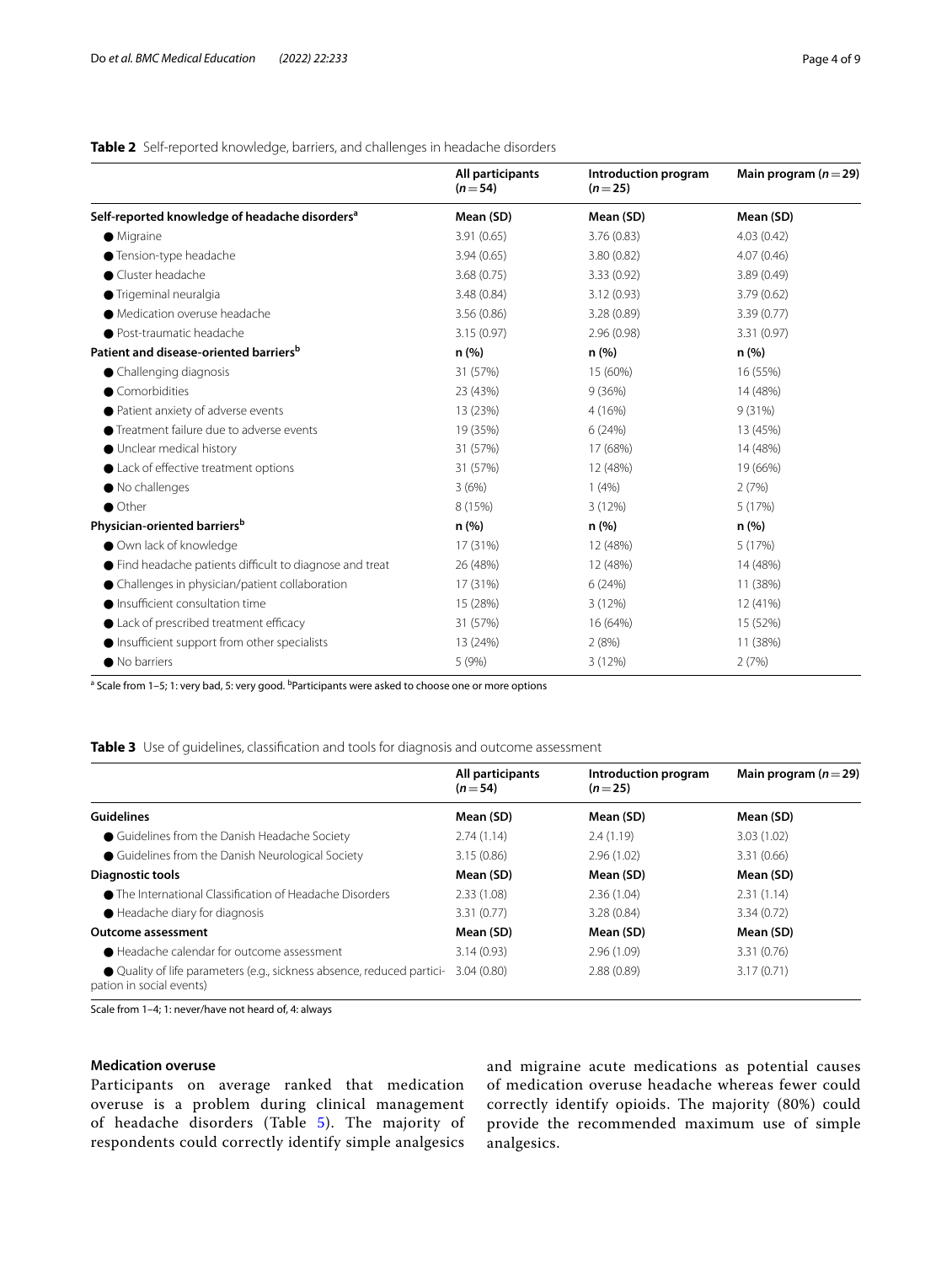**Table 2** Self-reported knowledge, barriers, and challenges in headache disorders

| | All participants ($n=54$) | Introduction program ($n=25$) | Main program ($n=29$) |
|---|---|---|---|
| **Self-reported knowledge of headache disorders[a]** | **Mean (SD)** | **Mean (SD)** | **Mean (SD)** |
| ● Migraine | 3.91 (0.65) | 3.76 (0.83) | 4.03 (0.42) |
| ● Tension-type headache | 3.94 (0.65) | 3.80 (0.82) | 4.07 (0.46) |
| ● Cluster headache | 3.68 (0.75) | 3.33 (0.92) | 3.89 (0.49) |
| ● Trigeminal neuralgia | 3.48 (0.84) | 3.12 (0.93) | 3.79 (0.62) |
| ● Medication overuse headache | 3.56 (0.86) | 3.28 (0.89) | 3.39 (0.77) |
| ● Post-traumatic headache | 3.15 (0.97) | 2.96 (0.98) | 3.31 (0.97) |
| **Patient and disease-oriented barriers[b]** | **n (%)** | **n (%)** | **n (%)** |
| ● Challenging diagnosis | 31 (57%) | 15 (60%) | 16 (55%) |
| ● Comorbidities | 23 (43%) | 9 (36%) | 14 (48%) |
| ● Patient anxiety of adverse events | 13 (23%) | 4 (16%) | 9 (31%) |
| ● Treatment failure due to adverse events | 19 (35%) | 6 (24%) | 13 (45%) |
| ● Unclear medical history | 31 (57%) | 17 (68%) | 14 (48%) |
| ● Lack of effective treatment options | 31 (57%) | 12 (48%) | 19 (66%) |
| ● No challenges | 3 (6%) | 1 (4%) | 2 (7%) |
| ● Other | 8 (15%) | 3 (12%) | 5 (17%) |
| **Physician-oriented barriers[b]** | **n (%)** | **n (%)** | **n (%)** |
| ● Own lack of knowledge | 17 (31%) | 12 (48%) | 5 (17%) |
| ● Find headache patients difficult to diagnose and treat | 26 (48%) | 12 (48%) | 14 (48%) |
| ● Challenges in physician/patient collaboration | 17 (31%) | 6 (24%) | 11 (38%) |
| ● Insufficient consultation time | 15 (28%) | 3 (12%) | 12 (41%) |
| ● Lack of prescribed treatment efficacy | 31 (57%) | 16 (64%) | 15 (52%) |
| ● Insufficient support from other specialists | 13 (24%) | 2 (8%) | 11 (38%) |
| ● No barriers | 5 (9%) | 3 (12%) | 2 (7%) |

[a] Scale from 1–5; 1: very bad, 5: very good. [b] Participants were asked to choose one or more options

**Table 3** Use of guidelines, classification and tools for diagnosis and outcome assessment

| | All participants ($n=54$) | Introduction program ($n=25$) | Main program ($n=29$) |
|---|---|---|---|
| **Guidelines** | **Mean (SD)** | **Mean (SD)** | **Mean (SD)** |
| ● Guidelines from the Danish Headache Society | 2.74 (1.14) | 2.4 (1.19) | 3.03 (1.02) |
| ● Guidelines from the Danish Neurological Society | 3.15 (0.86) | 2.96 (1.02) | 3.31 (0.66) |
| **Diagnostic tools** | **Mean (SD)** | **Mean (SD)** | **Mean (SD)** |
| ● The International Classification of Headache Disorders | 2.33 (1.08) | 2.36 (1.04) | 2.31 (1.14) |
| ● Headache diary for diagnosis | 3.31 (0.77) | 3.28 (0.84) | 3.34 (0.72) |
| **Outcome assessment** | **Mean (SD)** | **Mean (SD)** | **Mean (SD)** |
| ● Headache calendar for outcome assessment | 3.14 (0.93) | 2.96 (1.09) | 3.31 (0.76) |
| ● Quality of life parameters (e.g., sickness absence, reduced participation in social events) | 3.04 (0.80) | 2.88 (0.89) | 3.17 (0.71) |

Scale from 1–4; 1: never/have not heard of, 4: always

### Medication overuse

Participants on average ranked that medication overuse is a problem during clinical management of headache disorders (Table 5). The majority of respondents could correctly identify simple analgesics and migraine acute medications as potential causes of medication overuse headache whereas fewer could correctly identify opioids. The majority (80%) could provide the recommended maximum use of simple analgesics.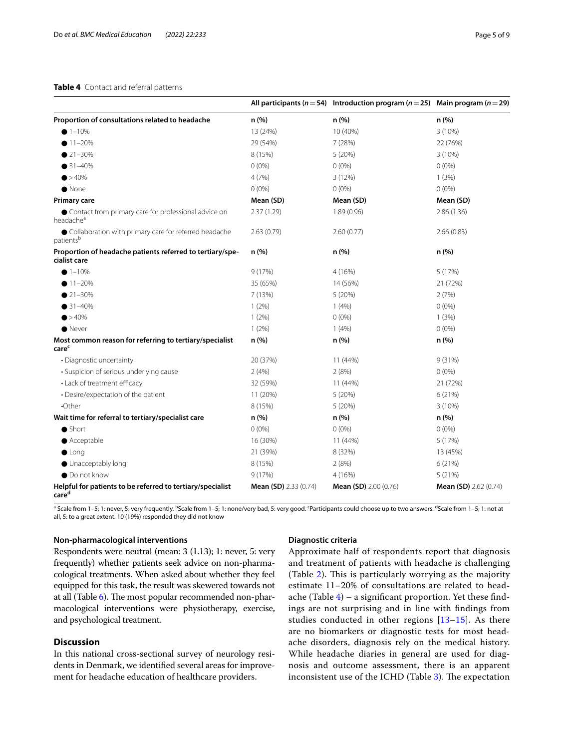**Table 4** Contact and referral patterns

| | All participants ($n=54$) | Introduction program ($n=25$) | Main program ($n=29$) |
|---|---|---|---|
| **Proportion of consultations related to headache** | **n (%)** | **n (%)** | **n (%)** |
| ● 1–10% | 13 (24%) | 10 (40%) | 3 (10%) |
| ● 11–20% | 29 (54%) | 7 (28%) | 22 (76%) |
| ● 21–30% | 8 (15%) | 5 (20%) | 3 (10%) |
| ● 31–40% | 0 (0%) | 0 (0%) | 0 (0%) |
| ● >40% | 4 (7%) | 3 (12%) | 1 (3%) |
| ● None | 0 (0%) | 0 (0%) | 0 (0%) |
| **Primary care** | **Mean (SD)** | **Mean (SD)** | **Mean (SD)** |
| ● Contact from primary care for professional advice on headache[a] | 2.37 (1.29) | 1.89 (0.96) | 2.86 (1.36) |
| ● Collaboration with primary care for referred headache patients[b] | 2.63 (0.79) | 2.60 (0.77) | 2.66 (0.83) |
| **Proportion of headache patients referred to tertiary/specialist care** | **n (%)** | **n (%)** | **n (%)** |
| ● 1–10% | 9 (17%) | 4 (16%) | 5 (17%) |
| ● 11–20% | 35 (65%) | 14 (56%) | 21 (72%) |
| ● 21–30% | 7 (13%) | 5 (20%) | 2 (7%) |
| ● 31–40% | 1 (2%) | 1 (4%) | 0 (0%) |
| ● >40% | 1 (2%) | 0 (0%) | 1 (3%) |
| ● Never | 1 (2%) | 1 (4%) | 0 (0%) |
| **Most common reason for referring to tertiary/specialist care[c]** | **n (%)** | **n (%)** | **n (%)** |
| • Diagnostic uncertainty | 20 (37%) | 11 (44%) | 9 (31%) |
| • Suspicion of serious underlying cause | 2 (4%) | 2 (8%) | 0 (0%) |
| • Lack of treatment efficacy | 32 (59%) | 11 (44%) | 21 (72%) |
| • Desire/expectation of the patient | 11 (20%) | 5 (20%) | 6 (21%) |
| •Other | 8 (15%) | 5 (20%) | 3 (10%) |
| **Wait time for referral to tertiary/specialist care** | **n (%)** | **n (%)** | **n (%)** |
| ● Short | 0 (0%) | 0 (0%) | 0 (0%) |
| ● Acceptable | 16 (30%) | 11 (44%) | 5 (17%) |
| ● Long | 21 (39%) | 8 (32%) | 13 (45%) |
| ● Unacceptably long | 8 (15%) | 2 (8%) | 6 (21%) |
| ● Do not know | 9 (17%) | 4 (16%) | 5 (21%) |
| **Helpful for patients to be referred to tertiary/specialist care[d]** | **Mean (SD)** 2.33 (0.74) | **Mean (SD)** 2.00 (0.76) | **Mean (SD)** 2.62 (0.74) |

[a] Scale from 1–5; 1: never, 5: very frequently. [b]Scale from 1–5; 1: none/very bad, 5: very good. [c]Participants could choose up to two answers. [d]Scale from 1–5; 1: not at all, 5: to a great extent. 10 (19%) responded they did not know

### Non-pharmacological interventions

Respondents were neutral (mean: 3 (1.13); 1: never, 5: very frequently) whether patients seek advice on non-pharmacological treatments. When asked about whether they feel equipped for this task, the result was skewered towards not at all (Table 6). The most popular recommended non-pharmacological interventions were physiotherapy, exercise, and psychological treatment.

## Discussion

In this national cross-sectional survey of neurology residents in Denmark, we identified several areas for improvement for headache education of healthcare providers.

### Diagnostic criteria

Approximate half of respondents report that diagnosis and treatment of patients with headache is challenging (Table 2). This is particularly worrying as the majority estimate 11–20% of consultations are related to headache (Table 4) – a significant proportion. Yet these findings are not surprising and in line with findings from studies conducted in other regions [13–15]. As there are no biomarkers or diagnostic tests for most headache disorders, diagnosis rely on the medical history. While headache diaries in general are used for diagnosis and outcome assessment, there is an apparent inconsistent use of the ICHD (Table 3). The expectation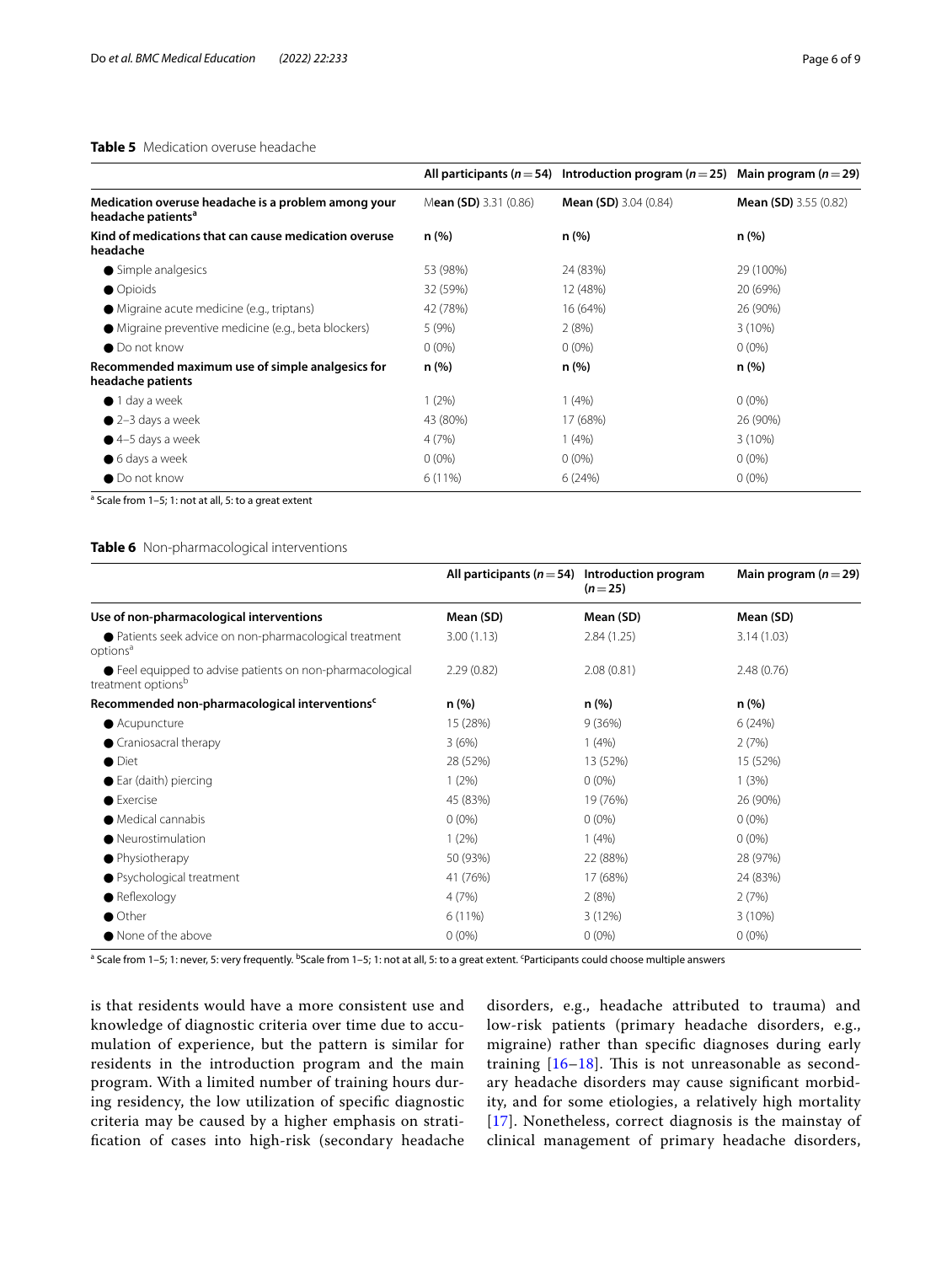**Table 5** Medication overuse headache

| | All participants ($n=54$) | Introduction program ($n=25$) | Main program ($n=29$) |
|---|---|---|---|
| **Medication overuse headache is a problem among your headache patients[a]** | **Mean (SD)** 3.31 (0.86) | **Mean (SD)** 3.04 (0.84) | **Mean (SD)** 3.55 (0.82) |
| **Kind of medications that can cause medication overuse headache** | **n (%)** | **n (%)** | **n (%)** |
| ● Simple analgesics | 53 (98%) | 24 (83%) | 29 (100%) |
| ● Opioids | 32 (59%) | 12 (48%) | 20 (69%) |
| ● Migraine acute medicine (e.g., triptans) | 42 (78%) | 16 (64%) | 26 (90%) |
| ● Migraine preventive medicine (e.g., beta blockers) | 5 (9%) | 2 (8%) | 3 (10%) |
| ● Do not know | 0 (0%) | 0 (0%) | 0 (0%) |
| **Recommended maximum use of simple analgesics for headache patients** | **n (%)** | **n (%)** | **n (%)** |
| ● 1 day a week | 1 (2%) | 1 (4%) | 0 (0%) |
| ● 2–3 days a week | 43 (80%) | 17 (68%) | 26 (90%) |
| ● 4–5 days a week | 4 (7%) | 1 (4%) | 3 (10%) |
| ● 6 days a week | 0 (0%) | 0 (0%) | 0 (0%) |
| ● Do not know | 6 (11%) | 6 (24%) | 0 (0%) |

[a] Scale from 1–5; 1: not at all, 5: to a great extent

**Table 6** Non-pharmacological interventions

| | All participants ($n=54$) | Introduction program ($n=25$) | Main program ($n=29$) |
|---|---|---|---|
| **Use of non-pharmacological interventions** | **Mean (SD)** | **Mean (SD)** | **Mean (SD)** |
| ● Patients seek advice on non-pharmacological treatment options[a] | 3.00 (1.13) | 2.84 (1.25) | 3.14 (1.03) |
| ● Feel equipped to advise patients on non-pharmacological treatment options[b] | 2.29 (0.82) | 2.08 (0.81) | 2.48 (0.76) |
| **Recommended non-pharmacological interventions[c]** | **n (%)** | **n (%)** | **n (%)** |
| ● Acupuncture | 15 (28%) | 9 (36%) | 6 (24%) |
| ● Craniosacral therapy | 3 (6%) | 1 (4%) | 2 (7%) |
| ● Diet | 28 (52%) | 13 (52%) | 15 (52%) |
| ● Ear (daith) piercing | 1 (2%) | 0 (0%) | 1 (3%) |
| ● Exercise | 45 (83%) | 19 (76%) | 26 (90%) |
| ● Medical cannabis | 0 (0%) | 0 (0%) | 0 (0%) |
| ● Neurostimulation | 1 (2%) | 1 (4%) | 0 (0%) |
| ● Physiotherapy | 50 (93%) | 22 (88%) | 28 (97%) |
| ● Psychological treatment | 41 (76%) | 17 (68%) | 24 (83%) |
| ● Reflexology | 4 (7%) | 2 (8%) | 2 (7%) |
| ● Other | 6 (11%) | 3 (12%) | 3 (10%) |
| ● None of the above | 0 (0%) | 0 (0%) | 0 (0%) |

[a] Scale from 1–5; 1: never, 5: very frequently. [b] Scale from 1–5; 1: not at all, 5: to a great extent. [c] Participants could choose multiple answers

is that residents would have a more consistent use and knowledge of diagnostic criteria over time due to accumulation of experience, but the pattern is similar for residents in the introduction program and the main program. With a limited number of training hours during residency, the low utilization of specific diagnostic criteria may be caused by a higher emphasis on stratification of cases into high-risk (secondary headache disorders, e.g., headache attributed to trauma) and low-risk patients (primary headache disorders, e.g., migraine) rather than specific diagnoses during early training [16–18]. This is not unreasonable as secondary headache disorders may cause significant morbidity, and for some etiologies, a relatively high mortality [17]. Nonetheless, correct diagnosis is the mainstay of clinical management of primary headache disorders,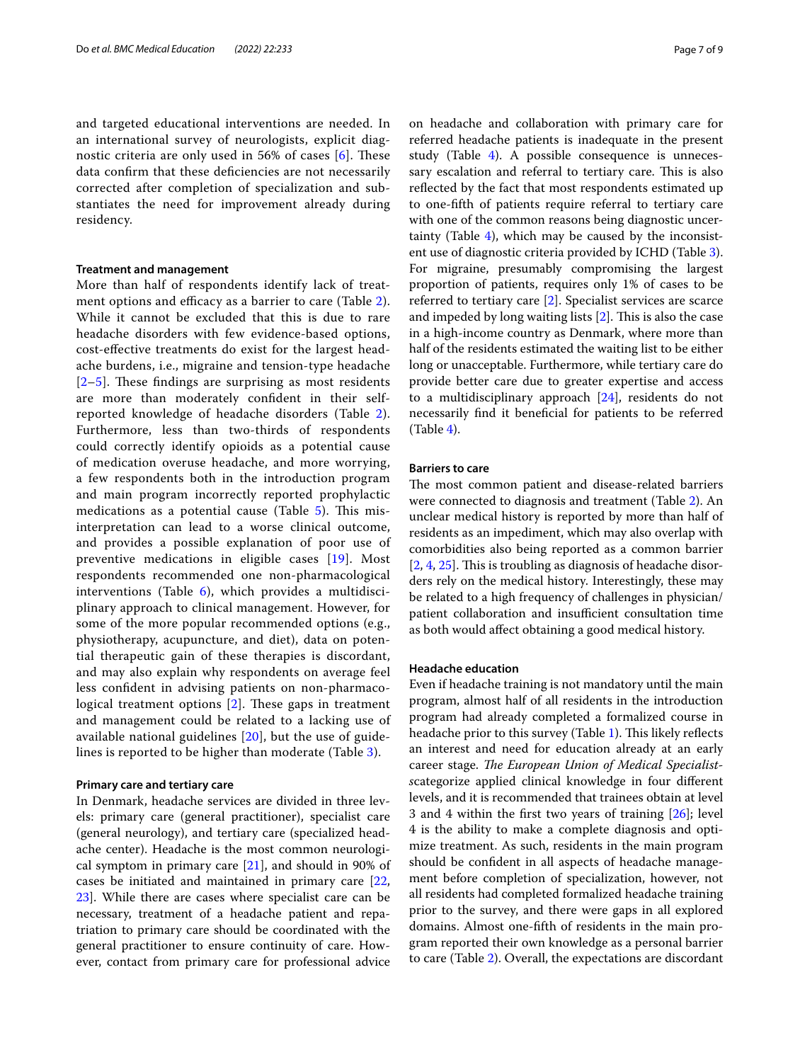and targeted educational interventions are needed. In an international survey of neurologists, explicit diagnostic criteria are only used in 56% of cases [6]. These data confirm that these deficiencies are not necessarily corrected after completion of specialization and substantiates the need for improvement already during residency.

### Treatment and management

More than half of respondents identify lack of treatment options and efficacy as a barrier to care (Table 2). While it cannot be excluded that this is due to rare headache disorders with few evidence-based options, cost-effective treatments do exist for the largest headache burdens, i.e., migraine and tension-type headache [2–5]. These findings are surprising as most residents are more than moderately confident in their self-reported knowledge of headache disorders (Table 2). Furthermore, less than two-thirds of respondents could correctly identify opioids as a potential cause of medication overuse headache, and more worrying, a few respondents both in the introduction program and main program incorrectly reported prophylactic medications as a potential cause (Table 5). This misinterpretation can lead to a worse clinical outcome, and provides a possible explanation of poor use of preventive medications in eligible cases [19]. Most respondents recommended one non-pharmacological interventions (Table 6), which provides a multidisciplinary approach to clinical management. However, for some of the more popular recommended options (e.g., physiotherapy, acupuncture, and diet), data on potential therapeutic gain of these therapies is discordant, and may also explain why respondents on average feel less confident in advising patients on non-pharmacological treatment options [2]. These gaps in treatment and management could be related to a lacking use of available national guidelines [20], but the use of guidelines is reported to be higher than moderate (Table 3).

### Primary care and tertiary care

In Denmark, headache services are divided in three levels: primary care (general practitioner), specialist care (general neurology), and tertiary care (specialized headache center). Headache is the most common neurological symptom in primary care [21], and should in 90% of cases be initiated and maintained in primary care [22, 23]. While there are cases where specialist care can be necessary, treatment of a headache patient and repatriation to primary care should be coordinated with the general practitioner to ensure continuity of care. However, contact from primary care for professional advice on headache and collaboration with primary care for referred headache patients is inadequate in the present study (Table 4). A possible consequence is unnecessary escalation and referral to tertiary care. This is also reflected by the fact that most respondents estimated up to one-fifth of patients require referral to tertiary care with one of the common reasons being diagnostic uncertainty (Table 4), which may be caused by the inconsistent use of diagnostic criteria provided by ICHD (Table 3). For migraine, presumably compromising the largest proportion of patients, requires only 1% of cases to be referred to tertiary care [2]. Specialist services are scarce and impeded by long waiting lists [2]. This is also the case in a high-income country as Denmark, where more than half of the residents estimated the waiting list to be either long or unacceptable. Furthermore, while tertiary care do provide better care due to greater expertise and access to a multidisciplinary approach [24], residents do not necessarily find it beneficial for patients to be referred (Table 4).

### Barriers to care

The most common patient and disease-related barriers were connected to diagnosis and treatment (Table 2). An unclear medical history is reported by more than half of residents as an impediment, which may also overlap with comorbidities also being reported as a common barrier [2, 4, 25]. This is troubling as diagnosis of headache disorders rely on the medical history. Interestingly, these may be related to a high frequency of challenges in physician/patient collaboration and insufficient consultation time as both would affect obtaining a good medical history.

### Headache education

Even if headache training is not mandatory until the main program, almost half of all residents in the introduction program had already completed a formalized course in headache prior to this survey (Table 1). This likely reflects an interest and need for education already at an early career stage. *The European Union of Medical Specialists*categorize applied clinical knowledge in four different levels, and it is recommended that trainees obtain at level 3 and 4 within the first two years of training [26]; level 4 is the ability to make a complete diagnosis and optimize treatment. As such, residents in the main program should be confident in all aspects of headache management before completion of specialization, however, not all residents had completed formalized headache training prior to the survey, and there were gaps in all explored domains. Almost one-fifth of residents in the main program reported their own knowledge as a personal barrier to care (Table 2). Overall, the expectations are discordant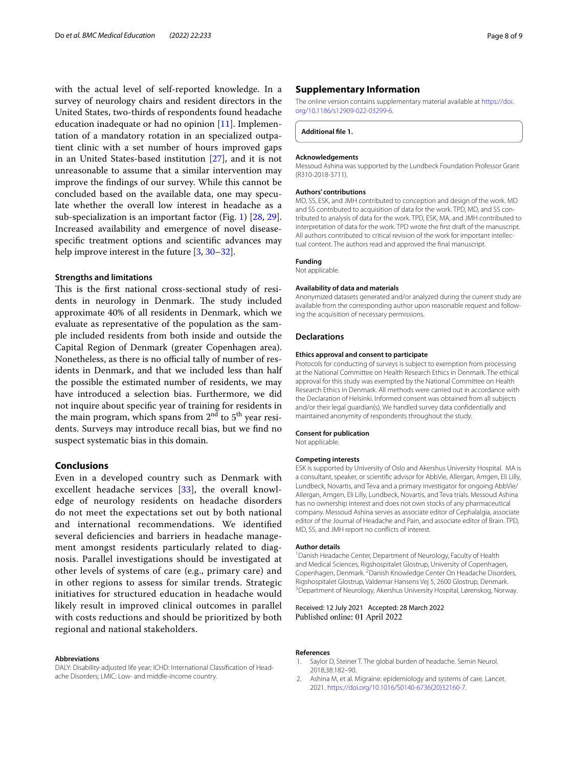with the actual level of self-reported knowledge. In a survey of neurology chairs and resident directors in the United States, two-thirds of respondents found headache education inadequate or had no opinion [11]. Implementation of a mandatory rotation in an specialized outpatient clinic with a set number of hours improved gaps in an United States-based institution [27], and it is not unreasonable to assume that a similar intervention may improve the findings of our survey. While this cannot be concluded based on the available data, one may speculate whether the overall low interest in headache as a sub-specialization is an important factor (Fig. 1) [28, 29]. Increased availability and emergence of novel disease-specific treatment options and scientific advances may help improve interest in the future [3, 30–32].

### Strengths and limitations

This is the first national cross-sectional study of residents in neurology in Denmark. The study included approximate 40% of all residents in Denmark, which we evaluate as representative of the population as the sample included residents from both inside and outside the Capital Region of Denmark (greater Copenhagen area). Nonetheless, as there is no official tally of number of residents in Denmark, and that we included less than half the possible the estimated number of residents, we may have introduced a selection bias. Furthermore, we did not inquire about specific year of training for residents in the main program, which spans from 2nd to 5th year residents. Surveys may introduce recall bias, but we find no suspect systematic bias in this domain.

## Conclusions

Even in a developed country such as Denmark with excellent headache services [33], the overall knowledge of neurology residents on headache disorders do not meet the expectations set out by both national and international recommendations. We identified several deficiencies and barriers in headache management amongst residents particularly related to diagnosis. Parallel investigations should be investigated at other levels of systems of care (e.g., primary care) and in other regions to assess for similar trends. Strategic initiatives for structured education in headache would likely result in improved clinical outcomes in parallel with costs reductions and should be prioritized by both regional and national stakeholders.

#### Abbreviations

DALY: Disability-adjusted life year; ICHD: International Classification of Headache Disorders; LMIC: Low- and middle-income country.

## Supplementary Information

The online version contains supplementary material available at https://doi.org/10.1186/s12909-022-03299-6.

**Additional file 1.**

#### Acknowledgements

Messoud Ashina was supported by the Lundbeck Foundation Professor Grant (R310-2018-3711).

#### Authors' contributions

MD, SS, ESK, and JMH contributed to conception and design of the work. MD and SS contributed to acquisition of data for the work. TPD, MD, and SS contributed to analysis of data for the work. TPD, ESK, MA, and JMH contributed to interpretation of data for the work. TPD wrote the first draft of the manuscript. All authors contributed to critical revision of the work for important intellectual content. The authors read and approved the final manuscript.

#### Funding

Not applicable.

#### Availability of data and materials

Anonymized datasets generated and/or analyzed during the current study are available from the corresponding author upon reasonable request and following the acquisition of necessary permissions.

### Declarations

#### Ethics approval and consent to participate

Protocols for conducting of surveys is subject to exemption from processing at the National Committee on Health Research Ethics in Denmark. The ethical approval for this study was exempted by the National Committee on Health Research Ethics in Denmark. All methods were carried out in accordance with the Declaration of Helsinki. Informed consent was obtained from all subjects and/or their legal guardian(s). We handled survey data confidentially and maintained anonymity of respondents throughout the study.

#### Consent for publication

Not applicable.

#### Competing interests

ESK is supported by University of Oslo and Akershus University Hospital. MA is a consultant, speaker, or scientific advisor for AbbVie, Allergan, Amgen, Eli Lilly, Lundbeck, Novartis, and Teva and a primary investigator for ongoing AbbVie/Allergan, Amgen, Eli Lilly, Lundbeck, Novartis, and Teva trials. Messoud Ashina has no ownership interest and does not own stocks of any pharmaceutical company. Messoud Ashina serves as associate editor of Cephalalgia, associate editor of the Journal of Headache and Pain, and associate editor of Brain. TPD, MD, SS, and JMH report no conflicts of interest.

#### Author details

[1] Danish Headache Center, Department of Neurology, Faculty of Health and Medical Sciences, Rigshospitalet Glostrup, University of Copenhagen, Copenhagen, Denmark. [2] Danish Knowledge Center On Headache Disorders, Rigshospitalet Glostrup, Valdemar Hansens Vej 5, 2600 Glostrup, Denmark. [3] Department of Neurology, Akershus University Hospital, Lørenskog, Norway.

Received: 12 July 2021 Accepted: 28 March 2022
Published online: 01 April 2022

#### References

1. Saylor D, Steiner T. The global burden of headache. Semin Neurol. 2018;38:182–90.
2. Ashina M, et al. Migraine: epidemiology and systems of care. Lancet. 2021. https://doi.org/10.1016/S0140-6736(20)32160-7.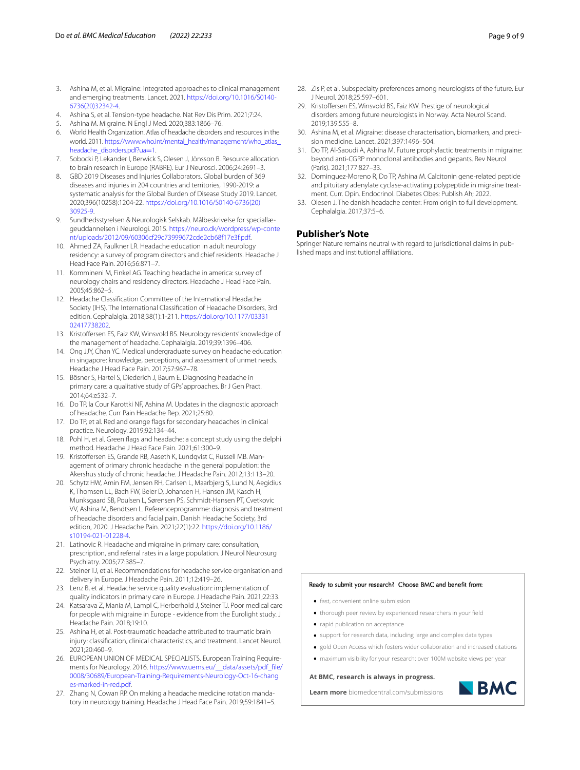3. Ashina M, et al. Migraine: integrated approaches to clinical management and emerging treatments. Lancet. 2021. https://doi.org/10.1016/S0140-6736(20)32342-4.
4. Ashina S, et al. Tension-type headache. Nat Rev Dis Prim. 2021;7:24.
5. Ashina M. Migraine. N Engl J Med. 2020;383:1866–76.
6. World Health Organization. Atlas of headache disorders and resources in the world. 2011. https://www.who.int/mental_health/management/who_atlas_headache_disorders.pdf?ua=1.
7. Sobocki P, Lekander I, Berwick S, Olesen J, Jönsson B. Resource allocation to brain research in Europe (RABRE). Eur J Neurosci. 2006;24:2691–3.
8. GBD 2019 Diseases and Injuries Collaborators. Global burden of 369 diseases and injuries in 204 countries and territories, 1990-2019: a systematic analysis for the Global Burden of Disease Study 2019. Lancet. 2020;396(10258):1204-22. https://doi.org/10.1016/S0140-6736(20)30925-9.
9. Sundhedsstyrelsen & Neurologisk Selskab. Målbeskrivelse for speciallægeuddannelsen i Neurologi. 2015. https://neuro.dk/wordpress/wp-content/uploads/2012/09/60306cf29c73999672cde2cb68f17e3f.pdf.
10. Ahmed ZA, Faulkner LR. Headache education in adult neurology residency: a survey of program directors and chief residents. Headache J Head Face Pain. 2016;56:871–7.
11. Kommineni M, Finkel AG. Teaching headache in america: survey of neurology chairs and residency directors. Headache J Head Face Pain. 2005;45:862–5.
12. Headache Classification Committee of the International Headache Society (IHS). The International Classification of Headache Disorders, 3rd edition. Cephalalgia. 2018;38(1):1-211. https://doi.org/10.1177/0333102417738202.
13. Kristoffersen ES, Faiz KW, Winsvold BS. Neurology residents' knowledge of the management of headache. Cephalalgia. 2019;39:1396–406.
14. Ong JJY, Chan YC. Medical undergraduate survey on headache education in singapore: knowledge, perceptions, and assessment of unmet needs. Headache J Head Face Pain. 2017;57:967–78.
15. Bösner S, Hartel S, Diederich J, Baum E. Diagnosing headache in primary care: a qualitative study of GPs' approaches. Br J Gen Pract. 2014;64:e532–7.
16. Do TP, la Cour Karottki NF, Ashina M. Updates in the diagnostic approach of headache. Curr Pain Headache Rep. 2021;25:80.
17. Do TP, et al. Red and orange flags for secondary headaches in clinical practice. Neurology. 2019;92:134–44.
18. Pohl H, et al. Green flags and headache: a concept study using the delphi method. Headache J Head Face Pain. 2021;61:300–9.
19. Kristoffersen ES, Grande RB, Aaseth K, Lundqvist C, Russell MB. Management of primary chronic headache in the general population: the Akershus study of chronic headache. J Headache Pain. 2012;13:113–20.
20. Schytz HW, Amin FM, Jensen RH, Carlsen L, Maarbjerg S, Lund N, Aegidius K, Thomsen LL, Bach FW, Beier D, Johansen H, Hansen JM, Kasch H, Munksgaard SB, Poulsen L, Sørensen PS, Schmidt-Hansen PT, Cvetkovic VV, Ashina M, Bendtsen L. Referenceprogramme: diagnosis and treatment of headache disorders and facial pain. Danish Headache Society, 3rd edition, 2020. J Headache Pain. 2021;22(1):22. https://doi.org/10.1186/s10194-021-01228-4.
21. Latinovic R. Headache and migraine in primary care: consultation, prescription, and referral rates in a large population. J Neurol Neurosurg Psychiatry. 2005;77:385–7.
22. Steiner TJ, et al. Recommendations for headache service organisation and delivery in Europe. J Headache Pain. 2011;12:419–26.
23. Lenz B, et al. Headache service quality evaluation: implementation of quality indicators in primary care in Europe. J Headache Pain. 2021;22:33.
24. Katsarava Z, Mania M, Lampl C, Herberhold J, Steiner TJ. Poor medical care for people with migraine in Europe - evidence from the Eurolight study. J Headache Pain. 2018;19:10.
25. Ashina H, et al. Post-traumatic headache attributed to traumatic brain injury: classification, clinical characteristics, and treatment. Lancet Neurol. 2021;20:460–9.
26. EUROPEAN UNION OF MEDICAL SPECIALISTS. European Training Requirements for Neurology. 2016. https://www.uems.eu/__data/assets/pdf_file/0008/30689/European-Training-Requirements-Neurology-Oct-16-changes-marked-in-red.pdf.
27. Zhang N, Cowan RP. On making a headache medicine rotation mandatory in neurology training. Headache J Head Face Pain. 2019;59:1841–5.
28. Zis P, et al. Subspecialty preferences among neurologists of the future. Eur J Neurol. 2018;25:597–601.
29. Kristoffersen ES, Winsvold BS, Faiz KW. Prestige of neurological disorders among future neurologists in Norway. Acta Neurol Scand. 2019;139:555–8.
30. Ashina M, et al. Migraine: disease characterisation, biomarkers, and precision medicine. Lancet. 2021;397:1496–504.
31. Do TP, Al-Saoudi A, Ashina M. Future prophylactic treatments in migraine: beyond anti-CGRP monoclonal antibodies and gepants. Rev Neurol (Paris). 2021;177:827–33.
32. Dominguez-Moreno R, Do TP, Ashina M. Calcitonin gene-related peptide and pituitary adenylate cyclase-activating polypeptide in migraine treatment. Curr. Opin. Endocrinol. Diabetes Obes: Publish Ah; 2022.
33. Olesen J. The danish headache center: From origin to full development. Cephalalgia. 2017;37:5–6.

## Publisher's Note

Springer Nature remains neutral with regard to jurisdictional claims in published maps and institutional affiliations.

Ready to submit your research? Choose BMC and benefit from:

- fast, convenient online submission
- thorough peer review by experienced researchers in your field
- rapid publication on acceptance
- support for research data, including large and complex data types
- gold Open Access which fosters wider collaboration and increased citations
- maximum visibility for your research: over 100M website views per year

**At BMC, research is always in progress.**

**Learn more** biomedcentral.com/submissions

BMC